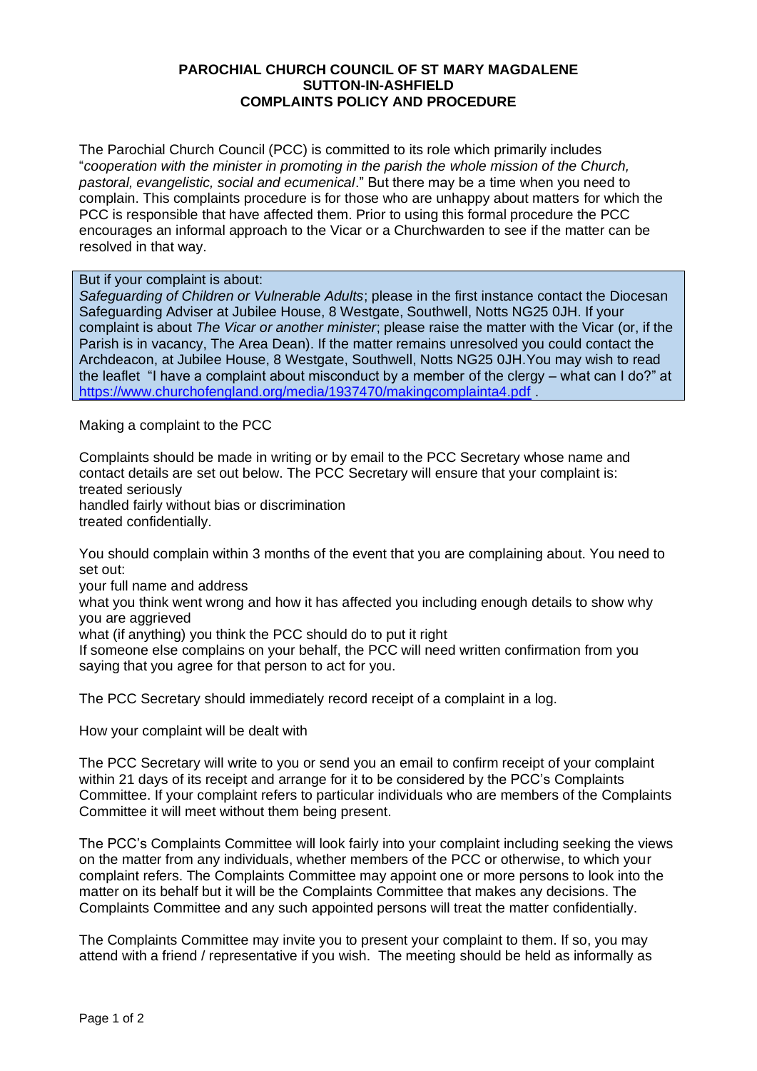# PAROCHIAL CHURCH COUNCIL OF ST MARY MAGDALENE
## SUTTON-IN-ASHFIELD
## COMPLAINTS POLICY AND PROCEDURE

The Parochial Church Council (PCC) is committed to its role which primarily includes "*cooperation with the minister in promoting in the parish the whole mission of the Church, pastoral, evangelistic, social and ecumenical*." But there may be a time when you need to complain. This complaints procedure is for those who are unhappy about matters for which the PCC is responsible that have affected them. Prior to using this formal procedure the PCC encourages an informal approach to the Vicar or a Churchwarden to see if the matter can be resolved in that way.

> But if your complaint is about:
> *Safeguarding of Children or Vulnerable Adults*; please in the first instance contact the Diocesan Safeguarding Adviser at Jubilee House, 8 Westgate, Southwell, Notts NG25 0JH. If your complaint is about *The Vicar or another minister*; please raise the matter with the Vicar (or, if the Parish is in vacancy, The Area Dean). If the matter remains unresolved you could contact the Archdeacon, at Jubilee House, 8 Westgate, Southwell, Notts NG25 0JH.You may wish to read the leaflet "I have a complaint about misconduct by a member of the clergy – what can I do?" at https://www.churchofengland.org/media/1937470/makingcomplainta4.pdf .

Making a complaint to the PCC

Complaints should be made in writing or by email to the PCC Secretary whose name and contact details are set out below. The PCC Secretary will ensure that your complaint is:

- treated seriously
- handled fairly without bias or discrimination
- treated confidentially.

You should complain within 3 months of the event that you are complaining about. You need to set out:

- your full name and address
- what you think went wrong and how it has affected you including enough details to show why you are aggrieved
- what (if anything) you think the PCC should do to put it right

If someone else complains on your behalf, the PCC will need written confirmation from you saying that you agree for that person to act for you.

The PCC Secretary should immediately record receipt of a complaint in a log.

How your complaint will be dealt with

The PCC Secretary will write to you or send you an email to confirm receipt of your complaint within 21 days of its receipt and arrange for it to be considered by the PCC's Complaints Committee. If your complaint refers to particular individuals who are members of the Complaints Committee it will meet without them being present.

The PCC's Complaints Committee will look fairly into your complaint including seeking the views on the matter from any individuals, whether members of the PCC or otherwise, to which your complaint refers. The Complaints Committee may appoint one or more persons to look into the matter on its behalf but it will be the Complaints Committee that makes any decisions. The Complaints Committee and any such appointed persons will treat the matter confidentially.

The Complaints Committee may invite you to present your complaint to them. If so, you may attend with a friend / representative if you wish. The meeting should be held as informally as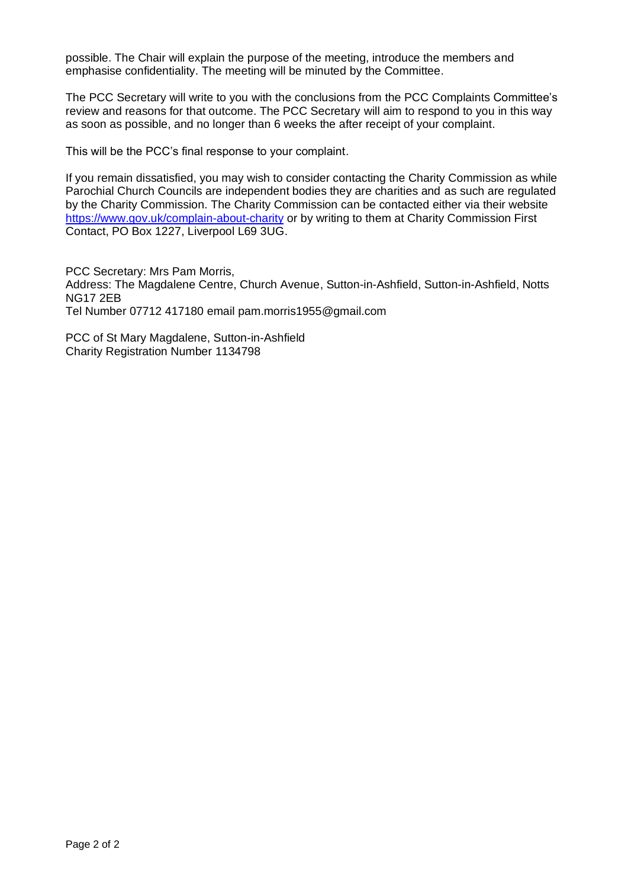possible. The Chair will explain the purpose of the meeting, introduce the members and emphasise confidentiality. The meeting will be minuted by the Committee.

The PCC Secretary will write to you with the conclusions from the PCC Complaints Committee's review and reasons for that outcome. The PCC Secretary will aim to respond to you in this way as soon as possible, and no longer than 6 weeks the after receipt of your complaint.

This will be the PCC's final response to your complaint.

If you remain dissatisfied, you may wish to consider contacting the Charity Commission as while Parochial Church Councils are independent bodies they are charities and as such are regulated by the Charity Commission. The Charity Commission can be contacted either via their website https://www.gov.uk/complain-about-charity or by writing to them at Charity Commission First Contact, PO Box 1227, Liverpool L69 3UG.

PCC Secretary: Mrs Pam Morris,
Address: The Magdalene Centre, Church Avenue, Sutton-in-Ashfield, Sutton-in-Ashfield, Notts NG17 2EB
Tel Number 07712 417180 email pam.morris1955@gmail.com

PCC of St Mary Magdalene, Sutton-in-Ashfield
Charity Registration Number 1134798